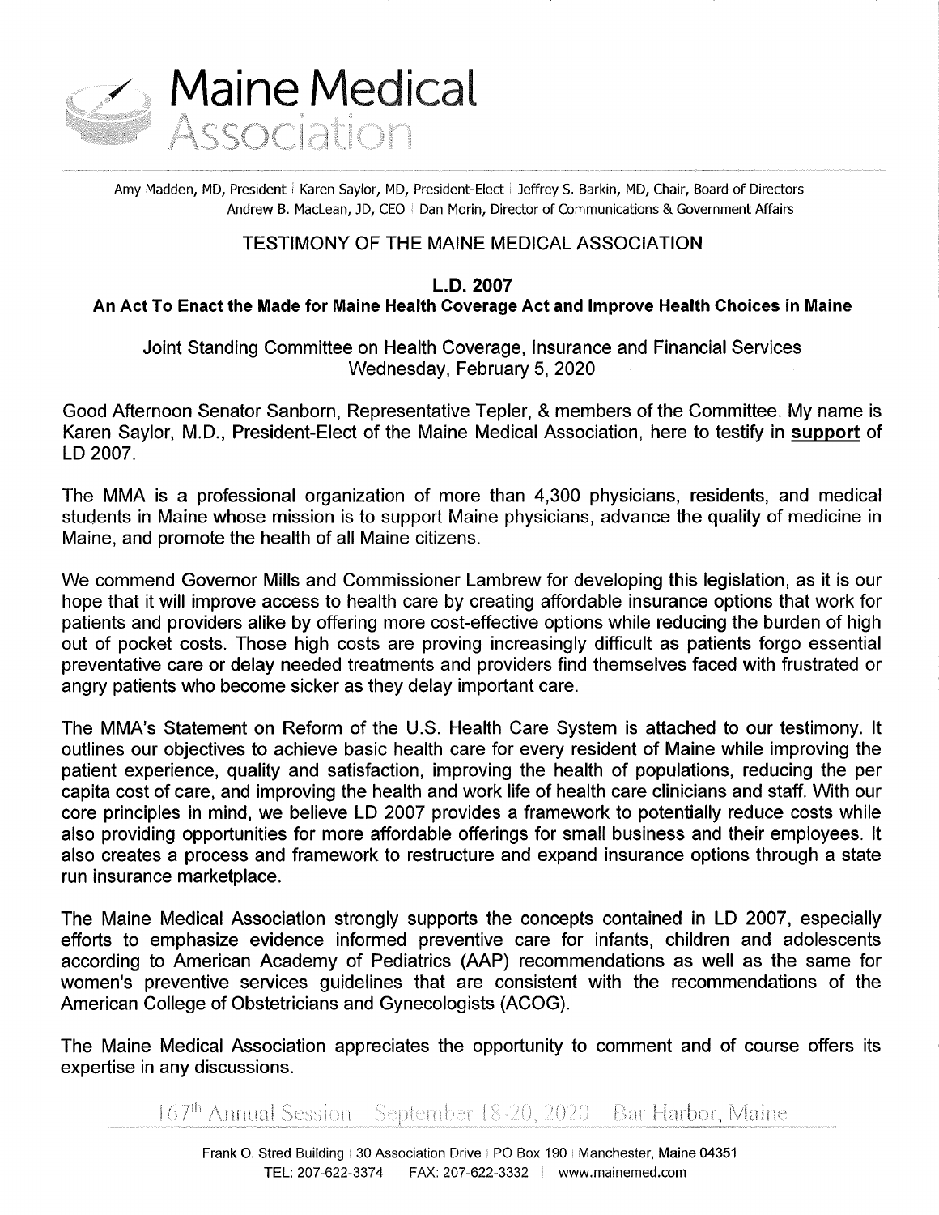# Maine Medical Association

Amy Madden, MD, President | Karen Saylor, MD, President-Elect | Jeffrey S. Barkin, MD, Chair, Board of Directors
Andrew B. MacLean, JD, CEO | Dan Morin, Director of Communications & Government Affairs

## TESTIMONY OF THE MAINE MEDICAL ASSOCIATION

### L.D. 2007

### An Act To Enact the Made for Maine Health Coverage Act and Improve Health Choices in Maine

Joint Standing Committee on Health Coverage, Insurance and Financial Services
Wednesday, February 5, 2020

Good Afternoon Senator Sanborn, Representative Tepler, & members of the Committee. My name is Karen Saylor, M.D., President-Elect of the Maine Medical Association, here to testify in **support** of LD 2007.

The MMA is a professional organization of more than 4,300 physicians, residents, and medical students in Maine whose mission is to support Maine physicians, advance the quality of medicine in Maine, and promote the health of all Maine citizens.

We commend Governor Mills and Commissioner Lambrew for developing this legislation, as it is our hope that it will improve access to health care by creating affordable insurance options that work for patients and providers alike by offering more cost-effective options while reducing the burden of high out of pocket costs. Those high costs are proving increasingly difficult as patients forgo essential preventative care or delay needed treatments and providers find themselves faced with frustrated or angry patients who become sicker as they delay important care.

The MMA's Statement on Reform of the U.S. Health Care System is attached to our testimony. It outlines our objectives to achieve basic health care for every resident of Maine while improving the patient experience, quality and satisfaction, improving the health of populations, reducing the per capita cost of care, and improving the health and work life of health care clinicians and staff. With our core principles in mind, we believe LD 2007 provides a framework to potentially reduce costs while also providing opportunities for more affordable offerings for small business and their employees. It also creates a process and framework to restructure and expand insurance options through a state run insurance marketplace.

The Maine Medical Association strongly supports the concepts contained in LD 2007, especially efforts to emphasize evidence informed preventive care for infants, children and adolescents according to American Academy of Pediatrics (AAP) recommendations as well as the same for women's preventive services guidelines that are consistent with the recommendations of the American College of Obstetricians and Gynecologists (ACOG).

The Maine Medical Association appreciates the opportunity to comment and of course offers its expertise in any discussions.

167th Annual Session September 18-20, 2020 Bar Harbor, Maine

Frank O. Stred Building | 30 Association Drive | PO Box 190 | Manchester, Maine 04351
TEL: 207-622-3374 | FAX: 207-622-3332 | www.mainemed.com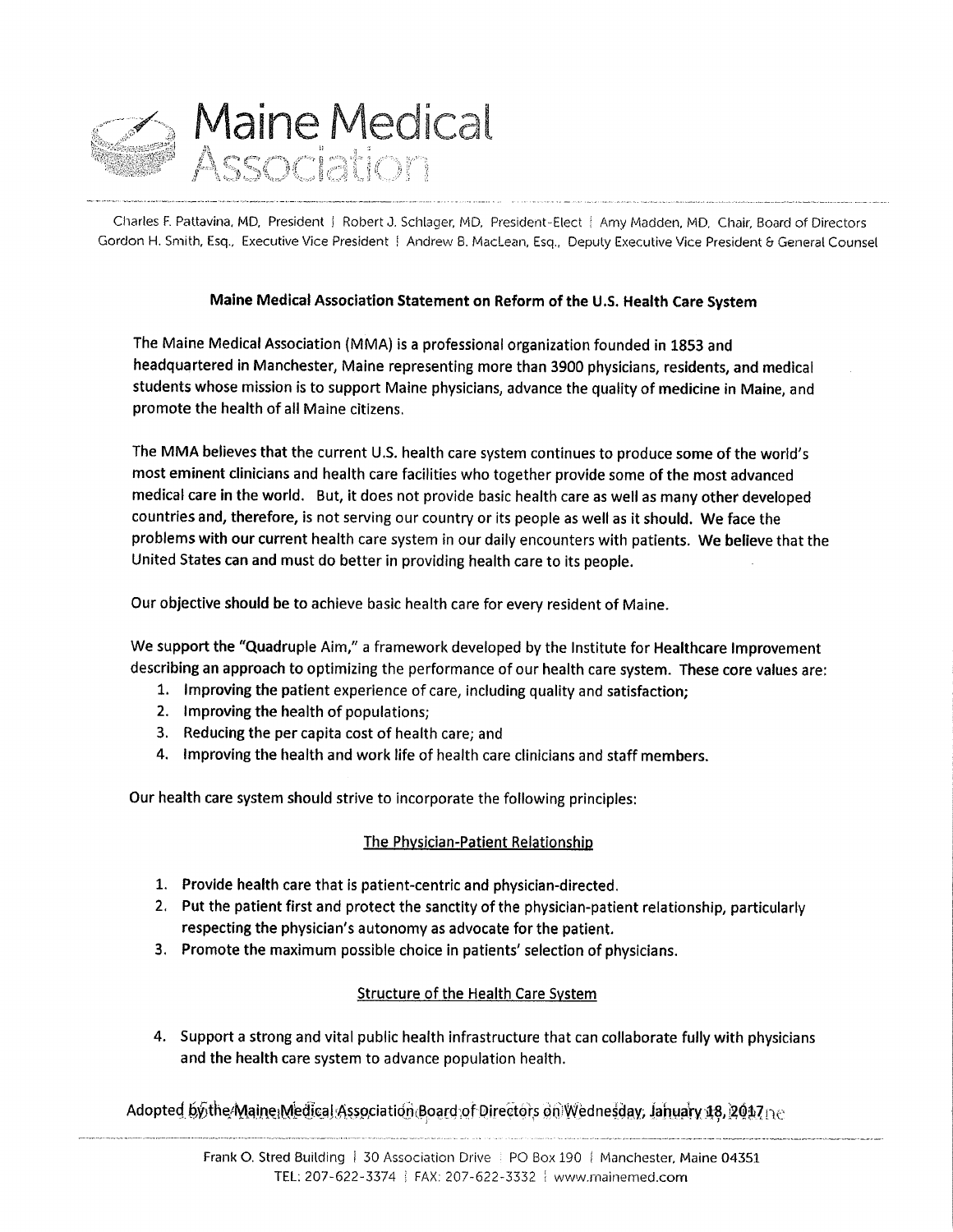# Maine Medical Association

Charles F. Pattavina, MD, President | Robert J. Schlager, MD, President-Elect | Amy Madden, MD, Chair, Board of Directors
Gordon H. Smith, Esq., Executive Vice President | Andrew B. MacLean, Esq., Deputy Executive Vice President & General Counsel

## Maine Medical Association Statement on Reform of the U.S. Health Care System

The Maine Medical Association (MMA) is a professional organization founded in 1853 and headquartered in Manchester, Maine representing more than 3900 physicians, residents, and medical students whose mission is to support Maine physicians, advance the quality of medicine in Maine, and promote the health of all Maine citizens.

The MMA believes that the current U.S. health care system continues to produce some of the world's most eminent clinicians and health care facilities who together provide some of the most advanced medical care in the world. But, it does not provide basic health care as well as many other developed countries and, therefore, is not serving our country or its people as well as it should. We face the problems with our current health care system in our daily encounters with patients. We believe that the United States can and must do better in providing health care to its people.

Our objective should be to achieve basic health care for every resident of Maine.

We support the "Quadruple Aim," a framework developed by the Institute for Healthcare Improvement describing an approach to optimizing the performance of our health care system. These core values are:

1. Improving the patient experience of care, including quality and satisfaction;
2. Improving the health of populations;
3. Reducing the per capita cost of health care; and
4. Improving the health and work life of health care clinicians and staff members.

Our health care system should strive to incorporate the following principles:

### The Physician-Patient Relationship

1. Provide health care that is patient-centric and physician-directed.
2. Put the patient first and protect the sanctity of the physician-patient relationship, particularly respecting the physician's autonomy as advocate for the patient.
3. Promote the maximum possible choice in patients' selection of physicians.

### Structure of the Health Care System

4. Support a strong and vital public health infrastructure that can collaborate fully with physicians and the health care system to advance population health.

Adopted by the Maine Medical Association Board of Directors on Wednesday, January 18, 2017

Frank O. Stred Building | 30 Association Drive | PO Box 190 | Manchester, Maine 04351
TEL: 207-622-3374 | FAX: 207-622-3332 | www.mainemed.com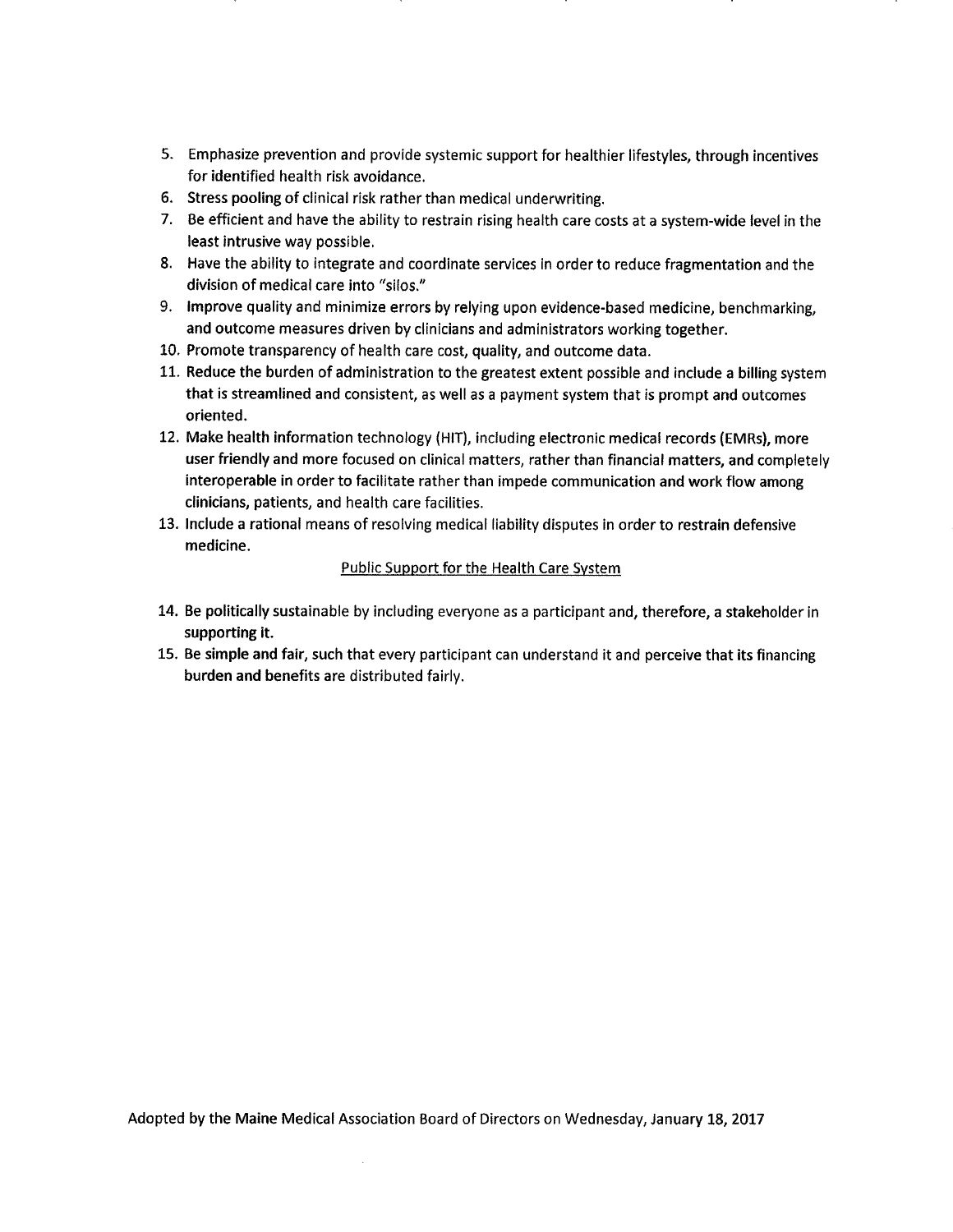5. Emphasize prevention and provide systemic support for healthier lifestyles, through incentives for identified health risk avoidance.
6. Stress pooling of clinical risk rather than medical underwriting.
7. Be efficient and have the ability to restrain rising health care costs at a system-wide level in the least intrusive way possible.
8. Have the ability to integrate and coordinate services in order to reduce fragmentation and the division of medical care into "silos."
9. Improve quality and minimize errors by relying upon evidence-based medicine, benchmarking, and outcome measures driven by clinicians and administrators working together.
10. Promote transparency of health care cost, quality, and outcome data.
11. Reduce the burden of administration to the greatest extent possible and include a billing system that is streamlined and consistent, as well as a payment system that is prompt and outcomes oriented.
12. Make health information technology (HIT), including electronic medical records (EMRs), more user friendly and more focused on clinical matters, rather than financial matters, and completely interoperable in order to facilitate rather than impede communication and work flow among clinicians, patients, and health care facilities.
13. Include a rational means of resolving medical liability disputes in order to restrain defensive medicine.

<u>Public Support for the Health Care System</u>

14. Be politically sustainable by including everyone as a participant and, therefore, a stakeholder in supporting it.
15. Be simple and fair, such that every participant can understand it and perceive that its financing burden and benefits are distributed fairly.

Adopted by the Maine Medical Association Board of Directors on Wednesday, January 18, 2017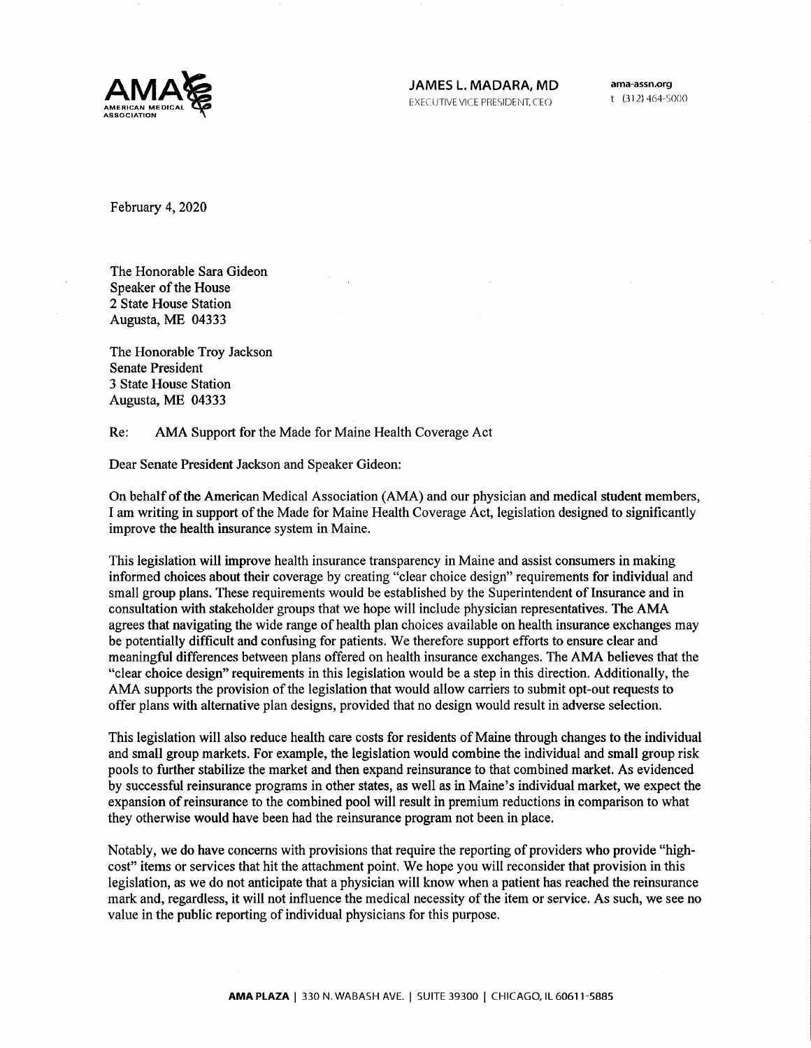**JAMES L. MADARA, MD**
EXECUTIVE VICE PRESIDENT, CEO

**ama-assn.org**
t (312) 464-5000

February 4, 2020

The Honorable Sara Gideon
Speaker of the House
2 State House Station
Augusta, ME 04333

The Honorable Troy Jackson
Senate President
3 State House Station
Augusta, ME 04333

Re: AMA Support for the Made for Maine Health Coverage Act

Dear Senate President Jackson and Speaker Gideon:

On behalf of the American Medical Association (AMA) and our physician and medical student members, I am writing in support of the Made for Maine Health Coverage Act, legislation designed to significantly improve the health insurance system in Maine.

This legislation will improve health insurance transparency in Maine and assist consumers in making informed choices about their coverage by creating "clear choice design" requirements for individual and small group plans. These requirements would be established by the Superintendent of Insurance and in consultation with stakeholder groups that we hope will include physician representatives. The AMA agrees that navigating the wide range of health plan choices available on health insurance exchanges may be potentially difficult and confusing for patients. We therefore support efforts to ensure clear and meaningful differences between plans offered on health insurance exchanges. The AMA believes that the "clear choice design" requirements in this legislation would be a step in this direction. Additionally, the AMA supports the provision of the legislation that would allow carriers to submit opt-out requests to offer plans with alternative plan designs, provided that no design would result in adverse selection.

This legislation will also reduce health care costs for residents of Maine through changes to the individual and small group markets. For example, the legislation would combine the individual and small group risk pools to further stabilize the market and then expand reinsurance to that combined market. As evidenced by successful reinsurance programs in other states, as well as in Maine's individual market, we expect the expansion of reinsurance to the combined pool will result in premium reductions in comparison to what they otherwise would have been had the reinsurance program not been in place.

Notably, we do have concerns with provisions that require the reporting of providers who provide "high-cost" items or services that hit the attachment point. We hope you will reconsider that provision in this legislation, as we do not anticipate that a physician will know when a patient has reached the reinsurance mark and, regardless, it will not influence the medical necessity of the item or service. As such, we see no value in the public reporting of individual physicians for this purpose.

**AMA PLAZA** | 330 N. WABASH AVE. | SUITE 39300 | CHICAGO, IL 60611-5885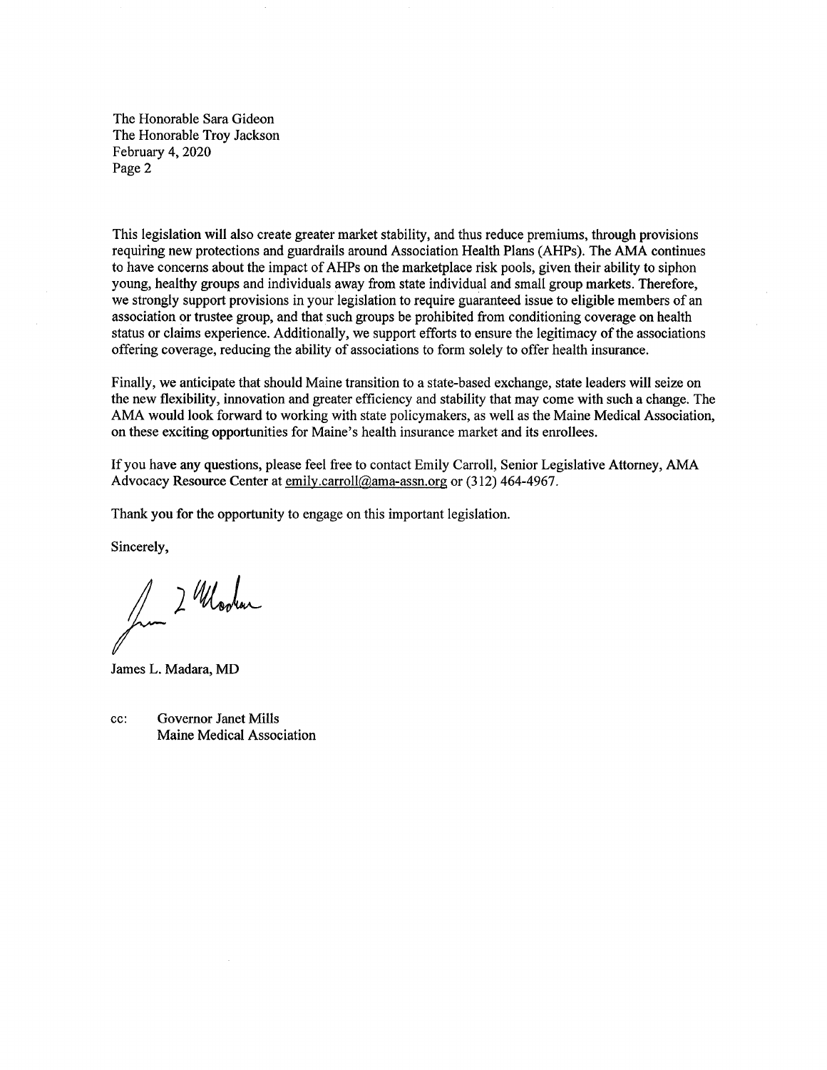The Honorable Sara Gideon
The Honorable Troy Jackson
February 4, 2020
Page 2

This legislation will also create greater market stability, and thus reduce premiums, through provisions requiring new protections and guardrails around Association Health Plans (AHPs). The AMA continues to have concerns about the impact of AHPs on the marketplace risk pools, given their ability to siphon young, healthy groups and individuals away from state individual and small group markets. Therefore, we strongly support provisions in your legislation to require guaranteed issue to eligible members of an association or trustee group, and that such groups be prohibited from conditioning coverage on health status or claims experience. Additionally, we support efforts to ensure the legitimacy of the associations offering coverage, reducing the ability of associations to form solely to offer health insurance.

Finally, we anticipate that should Maine transition to a state-based exchange, state leaders will seize on the new flexibility, innovation and greater efficiency and stability that may come with such a change. The AMA would look forward to working with state policymakers, as well as the Maine Medical Association, on these exciting opportunities for Maine's health insurance market and its enrollees.

If you have any questions, please feel free to contact Emily Carroll, Senior Legislative Attorney, AMA Advocacy Resource Center at emily.carroll@ama-assn.org or (312) 464-4967.

Thank you for the opportunity to engage on this important legislation.

Sincerely,

James L. Madara, MD

cc: Governor Janet Mills
Maine Medical Association